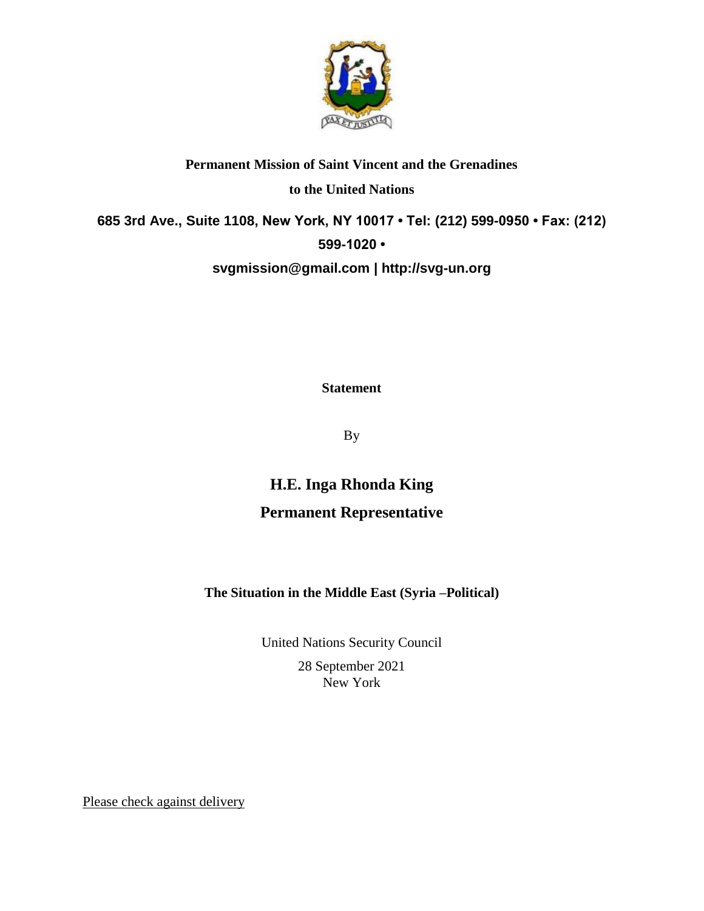**Permanent Mission of Saint Vincent and the Grenadines**

**to the United Nations**

**685 3rd Ave., Suite 1108, New York, NY 10017 • Tel: (212) 599-0950 • Fax: (212) 599-1020 •**

**svgmission@gmail.com | http://svg-un.org**

**Statement**

By

# H.E. Inga Rhonda King

## Permanent Representative

**The Situation in the Middle East (Syria –Political)**

United Nations Security Council

28 September 2021

New York

Please check against delivery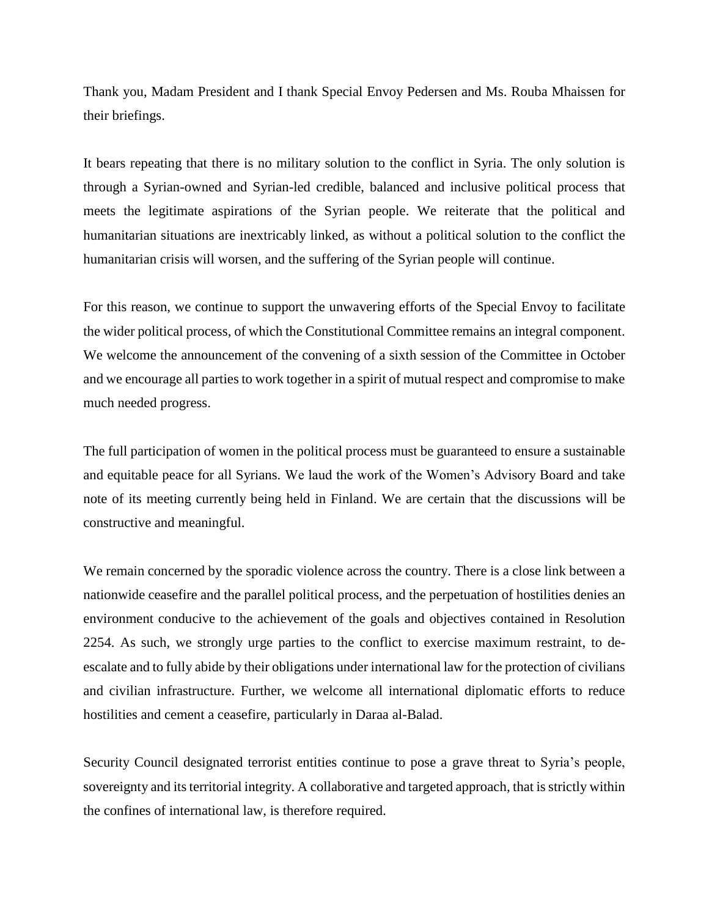Thank you, Madam President and I thank Special Envoy Pedersen and Ms. Rouba Mhaissen for their briefings.

It bears repeating that there is no military solution to the conflict in Syria. The only solution is through a Syrian-owned and Syrian-led credible, balanced and inclusive political process that meets the legitimate aspirations of the Syrian people. We reiterate that the political and humanitarian situations are inextricably linked, as without a political solution to the conflict the humanitarian crisis will worsen, and the suffering of the Syrian people will continue.

For this reason, we continue to support the unwavering efforts of the Special Envoy to facilitate the wider political process, of which the Constitutional Committee remains an integral component. We welcome the announcement of the convening of a sixth session of the Committee in October and we encourage all parties to work together in a spirit of mutual respect and compromise to make much needed progress.

The full participation of women in the political process must be guaranteed to ensure a sustainable and equitable peace for all Syrians. We laud the work of the Women's Advisory Board and take note of its meeting currently being held in Finland. We are certain that the discussions will be constructive and meaningful.

We remain concerned by the sporadic violence across the country. There is a close link between a nationwide ceasefire and the parallel political process, and the perpetuation of hostilities denies an environment conducive to the achievement of the goals and objectives contained in Resolution 2254. As such, we strongly urge parties to the conflict to exercise maximum restraint, to de-escalate and to fully abide by their obligations under international law for the protection of civilians and civilian infrastructure. Further, we welcome all international diplomatic efforts to reduce hostilities and cement a ceasefire, particularly in Daraa al-Balad.

Security Council designated terrorist entities continue to pose a grave threat to Syria's people, sovereignty and its territorial integrity. A collaborative and targeted approach, that is strictly within the confines of international law, is therefore required.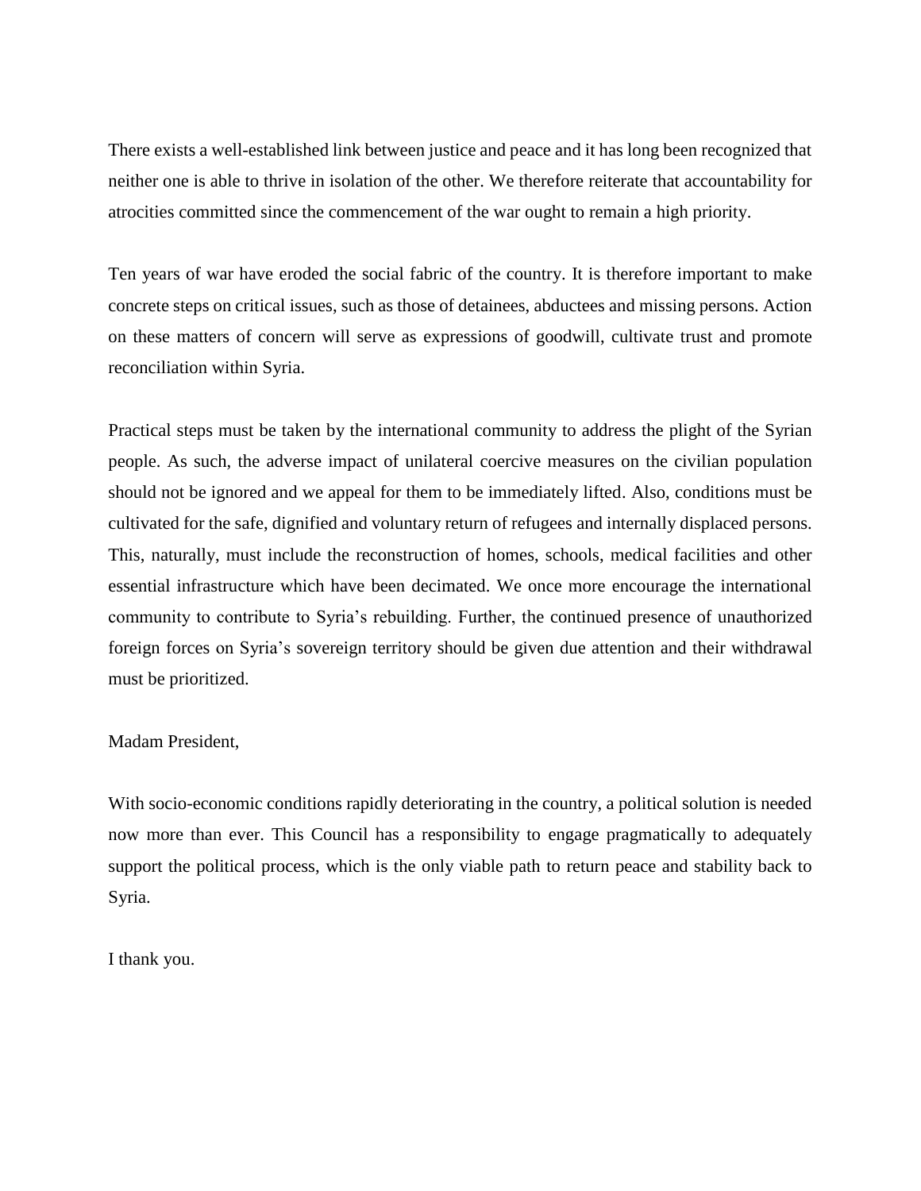There exists a well-established link between justice and peace and it has long been recognized that neither one is able to thrive in isolation of the other. We therefore reiterate that accountability for atrocities committed since the commencement of the war ought to remain a high priority.

Ten years of war have eroded the social fabric of the country. It is therefore important to make concrete steps on critical issues, such as those of detainees, abductees and missing persons. Action on these matters of concern will serve as expressions of goodwill, cultivate trust and promote reconciliation within Syria.

Practical steps must be taken by the international community to address the plight of the Syrian people. As such, the adverse impact of unilateral coercive measures on the civilian population should not be ignored and we appeal for them to be immediately lifted. Also, conditions must be cultivated for the safe, dignified and voluntary return of refugees and internally displaced persons. This, naturally, must include the reconstruction of homes, schools, medical facilities and other essential infrastructure which have been decimated. We once more encourage the international community to contribute to Syria's rebuilding. Further, the continued presence of unauthorized foreign forces on Syria's sovereign territory should be given due attention and their withdrawal must be prioritized.

Madam President,

With socio-economic conditions rapidly deteriorating in the country, a political solution is needed now more than ever. This Council has a responsibility to engage pragmatically to adequately support the political process, which is the only viable path to return peace and stability back to Syria.

I thank you.